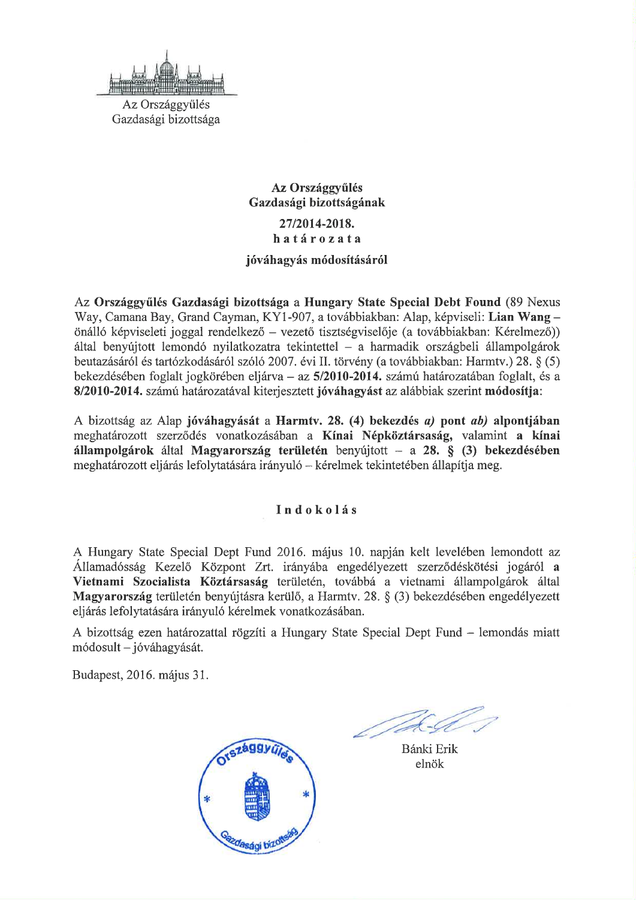Az Országgyűlés
Gazdasági bizottsága

**Az Országgyűlés**
**Gazdasági bizottságának**
**27/2014-2018.**
**h a t á r o z a t a**
**jóváhagyás módosításáról**

Az **Országgyűlés Gazdasági bizottsága** a **Hungary State Special Debt Found** (89 Nexus Way, Camana Bay, Grand Cayman, KY1-907, a továbbiakban: Alap, képviseli: **Lian Wang** – önálló képviseleti joggal rendelkező – vezető tisztségviselője (a továbbiakban: Kérelmező)) által benyújtott lemondó nyilatkozatra tekintettel – a harmadik országbeli állampolgárok beutazásáról és tartózkodásáról szóló 2007. évi II. törvény (a továbbiakban: Harmtv.) 28. § (5) bekezdésében foglalt jogkörében eljárva – az **5/2010-2014.** számú határozatában foglalt, és a **8/2010-2014.** számú határozatával kiterjesztett **jóváhagyást** az alábbiak szerint **módosítja**:

A bizottság az Alap **jóváhagyását** a **Harmtv. 28. (4) bekezdés *a)* pont *ab)* alpontjában** meghatározott szerződés vonatkozásában a **Kínai Népköztársaság,** valamint **a kínai állampolgárok** által **Magyarország területén** benyújtott – a **28. § (3) bekezdésében** meghatározott eljárás lefolytatására irányuló – kérelmek tekintetében állapítja meg.

**I n d o k o l á s**

A Hungary State Special Dept Fund 2016. május 10. napján kelt levelében lemondott az Államadósság Kezelő Központ Zrt. irányába engedélyezett szerződéskötési jogáról **a Vietnami Szocialista Köztársaság** területén, továbbá a vietnami állampolgárok által **Magyarország** területén benyújtásra kerülő, a Harmtv. 28. § (3) bekezdésében engedélyezett eljárás lefolytatására irányuló kérelmek vonatkozásában.

A bizottság ezen határozattal rögzíti a Hungary State Special Dept Fund – lemondás miatt módosult – jóváhagyását.

Budapest, 2016. május 31.

Bánki Erik
elnök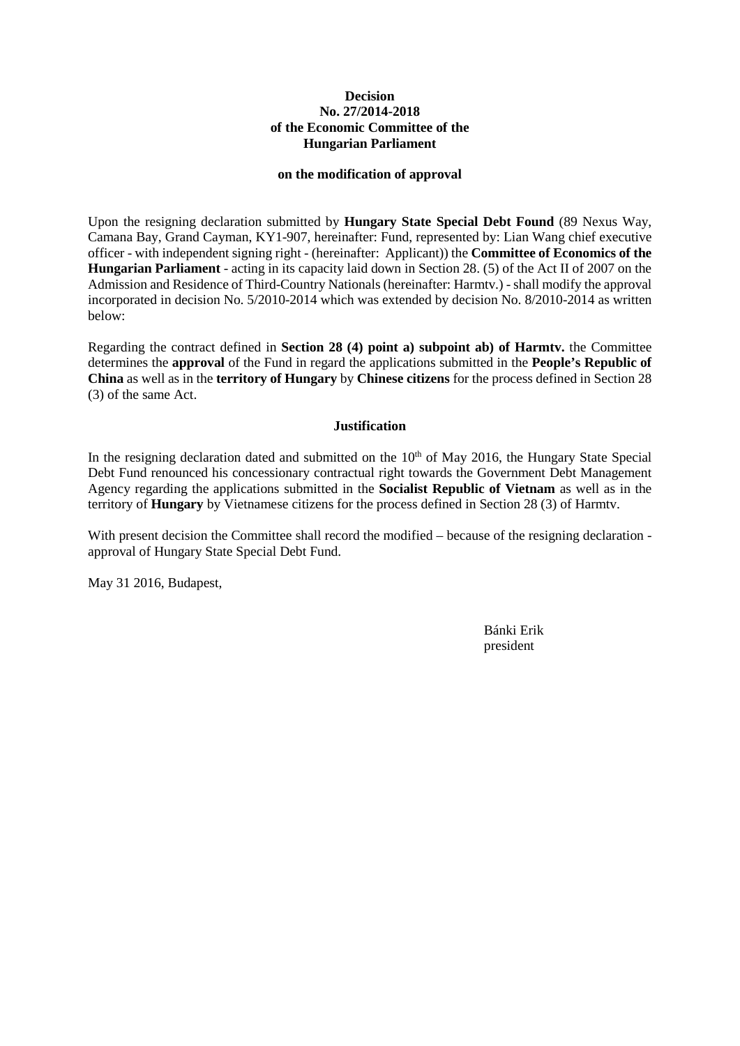**Decision**
**No. 27/2014-2018**
**of the Economic Committee of the**
**Hungarian Parliament**

**on the modification of approval**

Upon the resigning declaration submitted by **Hungary State Special Debt Found** (89 Nexus Way, Camana Bay, Grand Cayman, KY1-907, hereinafter: Fund, represented by: Lian Wang chief executive officer - with independent signing right - (hereinafter: Applicant)) the **Committee of Economics of the Hungarian Parliament** - acting in its capacity laid down in Section 28. (5) of the Act II of 2007 on the Admission and Residence of Third-Country Nationals (hereinafter: Harmtv.) - shall modify the approval incorporated in decision No. 5/2010-2014 which was extended by decision No. 8/2010-2014 as written below:

Regarding the contract defined in **Section 28 (4) point a) subpoint ab) of Harmtv.** the Committee determines the **approval** of the Fund in regard the applications submitted in the **People's Republic of China** as well as in the **territory of Hungary** by **Chinese citizens** for the process defined in Section 28 (3) of the same Act.

**Justification**

In the resigning declaration dated and submitted on the 10th of May 2016, the Hungary State Special Debt Fund renounced his concessionary contractual right towards the Government Debt Management Agency regarding the applications submitted in the **Socialist Republic of Vietnam** as well as in the territory of **Hungary** by Vietnamese citizens for the process defined in Section 28 (3) of Harmtv.

With present decision the Committee shall record the modified – because of the resigning declaration - approval of Hungary State Special Debt Fund.

May 31 2016, Budapest,

Bánki Erik
president